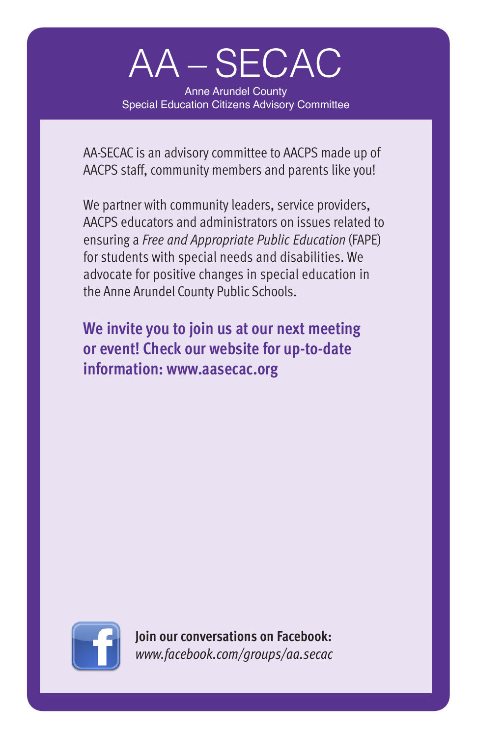# AA – SECAC

Anne Arundel County
Special Education Citizens Advisory Committee

AA-SECAC is an advisory committee to AACPS made up of AACPS staff, community members and parents like you!

We partner with community leaders, service providers, AACPS educators and administrators on issues related to ensuring a *Free and Appropriate Public Education* (FAPE) for students with special needs and disabilities. We advocate for positive changes in special education in the Anne Arundel County Public Schools.

**We invite you to join us at our next meeting or event! Check our website for up-to-date information: www.aasecac.org**

**Join our conversations on Facebook:**
*www.facebook.com/groups/aa.secac*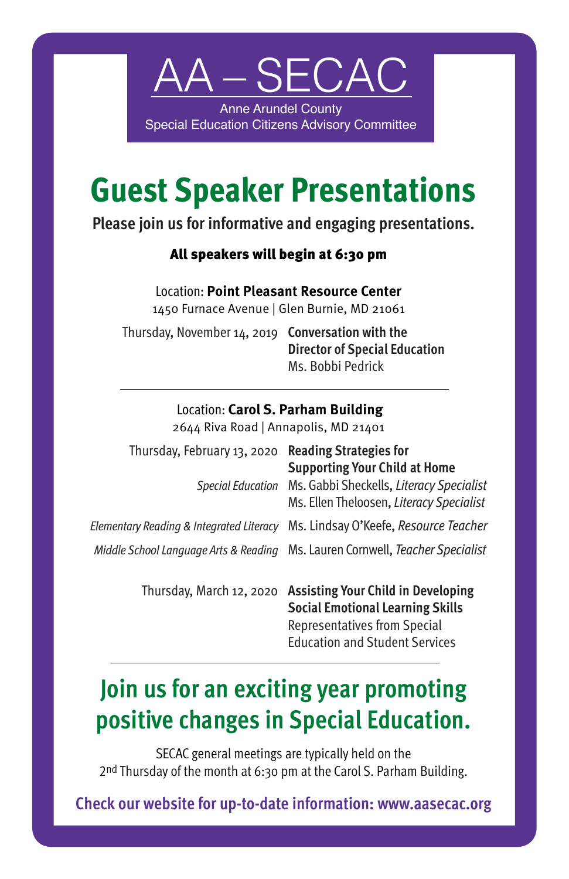# AA – SECAC

Anne Arundel County
Special Education Citizens Advisory Committee

## Guest Speaker Presentations

**Please join us for informative and engaging presentations.**

**All speakers will begin at 6:30 pm**

Location: **Point Pleasant Resource Center**
1450 Furnace Avenue | Glen Burnie, MD 21061

Thursday, November 14, 2019 — **Conversation with the Director of Special Education**
Ms. Bobbi Pedrick

---

Location: **Carol S. Parham Building**
2644 Riva Road | Annapolis, MD 21401

Thursday, February 13, 2020 — **Reading Strategies for Supporting Your Child at Home**

*Special Education* — Ms. Gabbi Sheckells, *Literacy Specialist*; Ms. Ellen Theloosen, *Literacy Specialist*

*Elementary Reading & Integrated Literacy* — Ms. Lindsay O'Keefe, *Resource Teacher*

*Middle School Language Arts & Reading* — Ms. Lauren Cornwell, *Teacher Specialist*

Thursday, March 12, 2020 — **Assisting Your Child in Developing Social Emotional Learning Skills**
Representatives from Special Education and Student Services

---

## Join us for an exciting year promoting positive changes in Special Education.

SECAC general meetings are typically held on the 2nd Thursday of the month at 6:30 pm at the Carol S. Parham Building.

**Check our website for up-to-date information: www.aasecac.org**